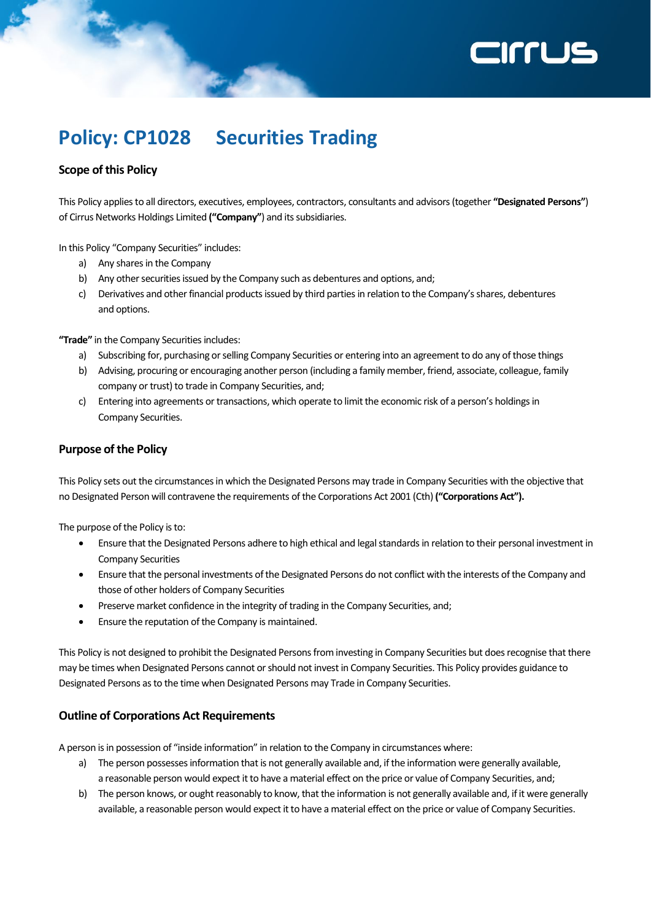# Policy: CP1028 Securities Trading

### Scope of this Policy

This Policy applies to all directors, executives, employees, contractors, consultants and advisors (together **"Designated Persons"**) of Cirrus Networks Holdings Limited **("Company"**) and its subsidiaries.

In this Policy "Company Securities" includes:

a) Any shares in the Company
b) Any other securities issued by the Company such as debentures and options, and;
c) Derivatives and other financial products issued by third parties in relation to the Company's shares, debentures and options.

**"Trade"** in the Company Securities includes:

a) Subscribing for, purchasing or selling Company Securities or entering into an agreement to do any of those things
b) Advising, procuring or encouraging another person (including a family member, friend, associate, colleague, family company or trust) to trade in Company Securities, and;
c) Entering into agreements or transactions, which operate to limit the economic risk of a person's holdings in Company Securities.

### Purpose of the Policy

This Policy sets out the circumstances in which the Designated Persons may trade in Company Securities with the objective that no Designated Person will contravene the requirements of the Corporations Act 2001 (Cth) **("Corporations Act").**

The purpose of the Policy is to:

- Ensure that the Designated Persons adhere to high ethical and legal standards in relation to their personal investment in Company Securities
- Ensure that the personal investments of the Designated Persons do not conflict with the interests of the Company and those of other holders of Company Securities
- Preserve market confidence in the integrity of trading in the Company Securities, and;
- Ensure the reputation of the Company is maintained.

This Policy is not designed to prohibit the Designated Persons from investing in Company Securities but does recognise that there may be times when Designated Persons cannot or should not invest in Company Securities. This Policy provides guidance to Designated Persons as to the time when Designated Persons may Trade in Company Securities.

### Outline of Corporations Act Requirements

A person is in possession of "inside information" in relation to the Company in circumstances where:

a) The person possesses information that is not generally available and, if the information were generally available, a reasonable person would expect it to have a material effect on the price or value of Company Securities, and;
b) The person knows, or ought reasonably to know, that the information is not generally available and, if it were generally available, a reasonable person would expect it to have a material effect on the price or value of Company Securities.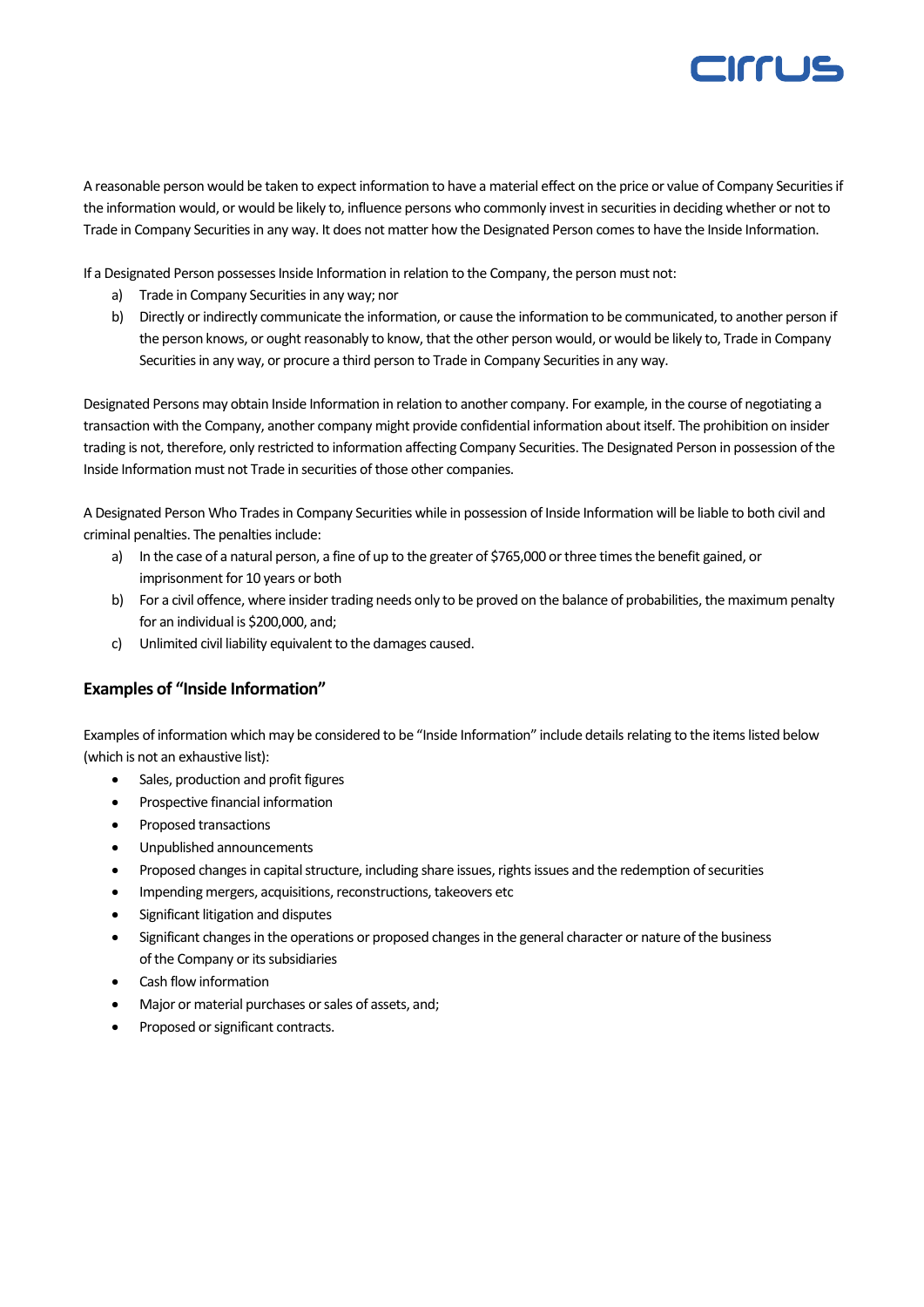A reasonable person would be taken to expect information to have a material effect on the price or value of Company Securities if the information would, or would be likely to, influence persons who commonly invest in securities in deciding whether or not to Trade in Company Securities in any way. It does not matter how the Designated Person comes to have the Inside Information.

If a Designated Person possesses Inside Information in relation to the Company, the person must not:

a) Trade in Company Securities in any way; nor
b) Directly or indirectly communicate the information, or cause the information to be communicated, to another person if the person knows, or ought reasonably to know, that the other person would, or would be likely to, Trade in Company Securities in any way, or procure a third person to Trade in Company Securities in any way.

Designated Persons may obtain Inside Information in relation to another company. For example, in the course of negotiating a transaction with the Company, another company might provide confidential information about itself. The prohibition on insider trading is not, therefore, only restricted to information affecting Company Securities. The Designated Person in possession of the Inside Information must not Trade in securities of those other companies.

A Designated Person Who Trades in Company Securities while in possession of Inside Information will be liable to both civil and criminal penalties. The penalties include:

a) In the case of a natural person, a fine of up to the greater of $765,000 or three times the benefit gained, or imprisonment for 10 years or both
b) For a civil offence, where insider trading needs only to be proved on the balance of probabilities, the maximum penalty for an individual is $200,000, and;
c) Unlimited civil liability equivalent to the damages caused.

### Examples of "Inside Information"

Examples of information which may be considered to be "Inside Information" include details relating to the items listed below (which is not an exhaustive list):

- Sales, production and profit figures
- Prospective financial information
- Proposed transactions
- Unpublished announcements
- Proposed changes in capital structure, including share issues, rights issues and the redemption of securities
- Impending mergers, acquisitions, reconstructions, takeovers etc
- Significant litigation and disputes
- Significant changes in the operations or proposed changes in the general character or nature of the business of the Company or its subsidiaries
- Cash flow information
- Major or material purchases or sales of assets, and;
- Proposed or significant contracts.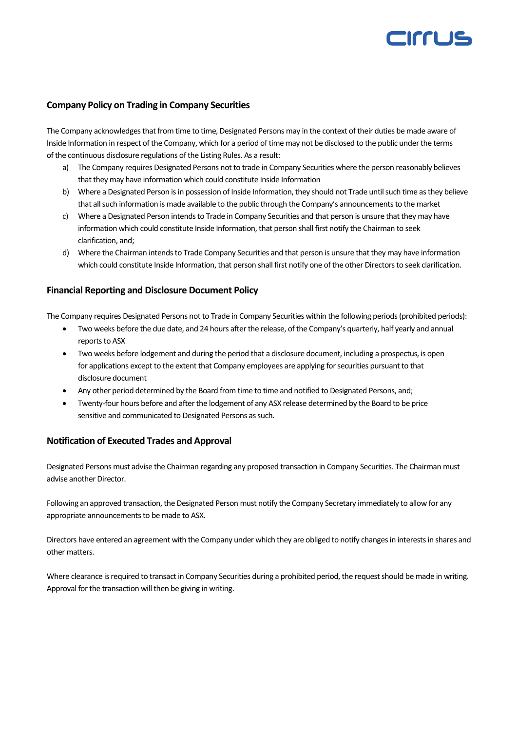## Company Policy on Trading in Company Securities

The Company acknowledges that from time to time, Designated Persons may in the context of their duties be made aware of Inside Information in respect of the Company, which for a period of time may not be disclosed to the public under the terms of the continuous disclosure regulations of the Listing Rules. As a result:

a) The Company requires Designated Persons not to trade in Company Securities where the person reasonably believes that they may have information which could constitute Inside Information

b) Where a Designated Person is in possession of Inside Information, they should not Trade until such time as they believe that all such information is made available to the public through the Company's announcements to the market

c) Where a Designated Person intends to Trade in Company Securities and that person is unsure that they may have information which could constitute Inside Information, that person shall first notify the Chairman to seek clarification, and;

d) Where the Chairman intends to Trade Company Securities and that person is unsure that they may have information which could constitute Inside Information, that person shall first notify one of the other Directors to seek clarification.

## Financial Reporting and Disclosure Document Policy

The Company requires Designated Persons not to Trade in Company Securities within the following periods (prohibited periods):

- Two weeks before the due date, and 24 hours after the release, of the Company's quarterly, half yearly and annual reports to ASX
- Two weeks before lodgement and during the period that a disclosure document, including a prospectus, is open for applications except to the extent that Company employees are applying for securities pursuant to that disclosure document
- Any other period determined by the Board from time to time and notified to Designated Persons, and;
- Twenty-four hours before and after the lodgement of any ASX release determined by the Board to be price sensitive and communicated to Designated Persons as such.

## Notification of Executed Trades and Approval

Designated Persons must advise the Chairman regarding any proposed transaction in Company Securities. The Chairman must advise another Director.

Following an approved transaction, the Designated Person must notify the Company Secretary immediately to allow for any appropriate announcements to be made to ASX.

Directors have entered an agreement with the Company under which they are obliged to notify changes in interests in shares and other matters.

Where clearance is required to transact in Company Securities during a prohibited period, the request should be made in writing. Approval for the transaction will then be giving in writing.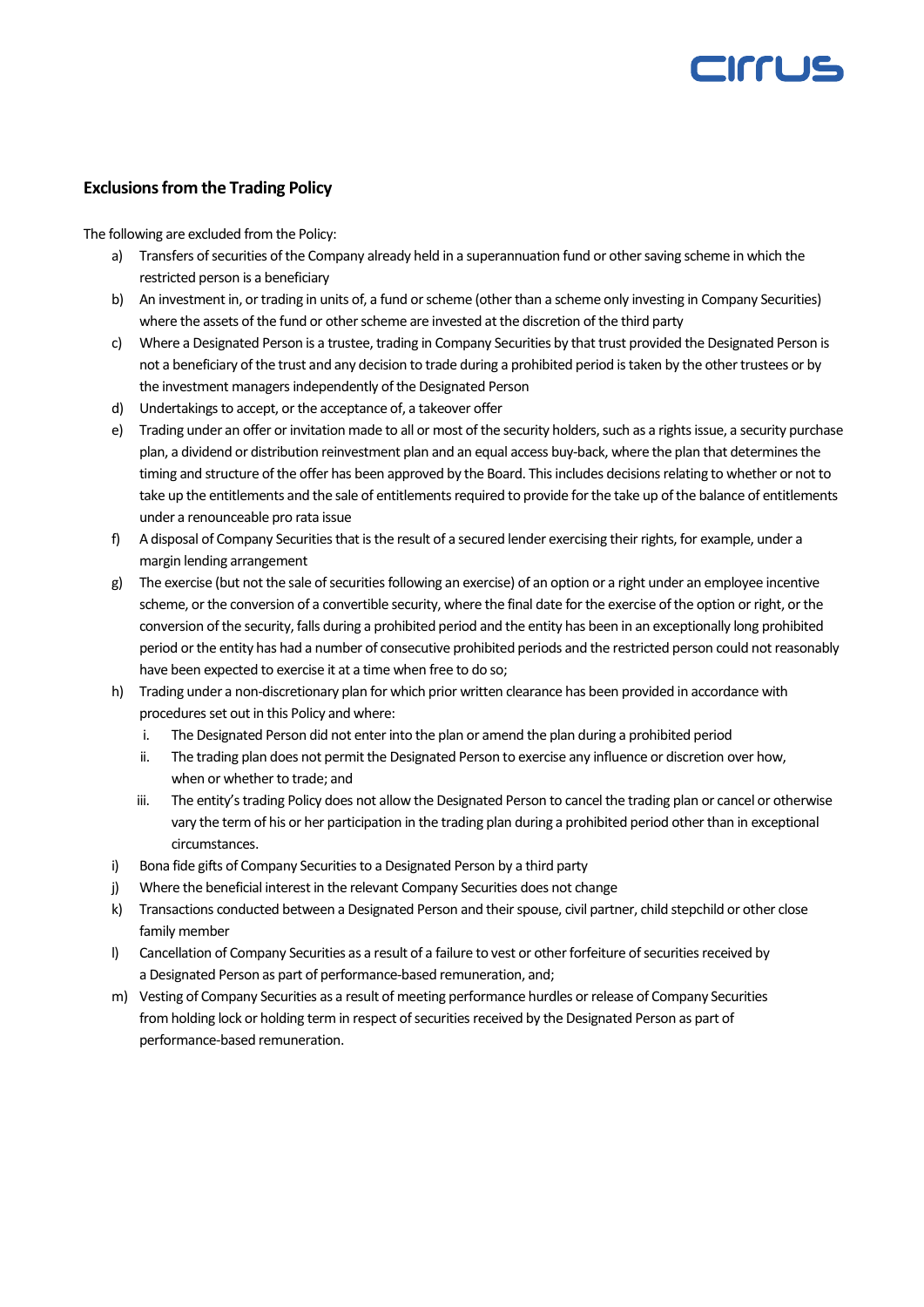## Exclusions from the Trading Policy

The following are excluded from the Policy:

a) Transfers of securities of the Company already held in a superannuation fund or other saving scheme in which the restricted person is a beneficiary

b) An investment in, or trading in units of, a fund or scheme (other than a scheme only investing in Company Securities) where the assets of the fund or other scheme are invested at the discretion of the third party

c) Where a Designated Person is a trustee, trading in Company Securities by that trust provided the Designated Person is not a beneficiary of the trust and any decision to trade during a prohibited period is taken by the other trustees or by the investment managers independently of the Designated Person

d) Undertakings to accept, or the acceptance of, a takeover offer

e) Trading under an offer or invitation made to all or most of the security holders, such as a rights issue, a security purchase plan, a dividend or distribution reinvestment plan and an equal access buy-back, where the plan that determines the timing and structure of the offer has been approved by the Board. This includes decisions relating to whether or not to take up the entitlements and the sale of entitlements required to provide for the take up of the balance of entitlements under a renounceable pro rata issue

f) A disposal of Company Securities that is the result of a secured lender exercising their rights, for example, under a margin lending arrangement

g) The exercise (but not the sale of securities following an exercise) of an option or a right under an employee incentive scheme, or the conversion of a convertible security, where the final date for the exercise of the option or right, or the conversion of the security, falls during a prohibited period and the entity has been in an exceptionally long prohibited period or the entity has had a number of consecutive prohibited periods and the restricted person could not reasonably have been expected to exercise it at a time when free to do so;

h) Trading under a non-discretionary plan for which prior written clearance has been provided in accordance with procedures set out in this Policy and where:
   i. The Designated Person did not enter into the plan or amend the plan during a prohibited period
   ii. The trading plan does not permit the Designated Person to exercise any influence or discretion over how, when or whether to trade; and
   iii. The entity's trading Policy does not allow the Designated Person to cancel the trading plan or cancel or otherwise vary the term of his or her participation in the trading plan during a prohibited period other than in exceptional circumstances.

i) Bona fide gifts of Company Securities to a Designated Person by a third party

j) Where the beneficial interest in the relevant Company Securities does not change

k) Transactions conducted between a Designated Person and their spouse, civil partner, child stepchild or other close family member

l) Cancellation of Company Securities as a result of a failure to vest or other forfeiture of securities received by a Designated Person as part of performance-based remuneration, and;

m) Vesting of Company Securities as a result of meeting performance hurdles or release of Company Securities from holding lock or holding term in respect of securities received by the Designated Person as part of performance-based remuneration.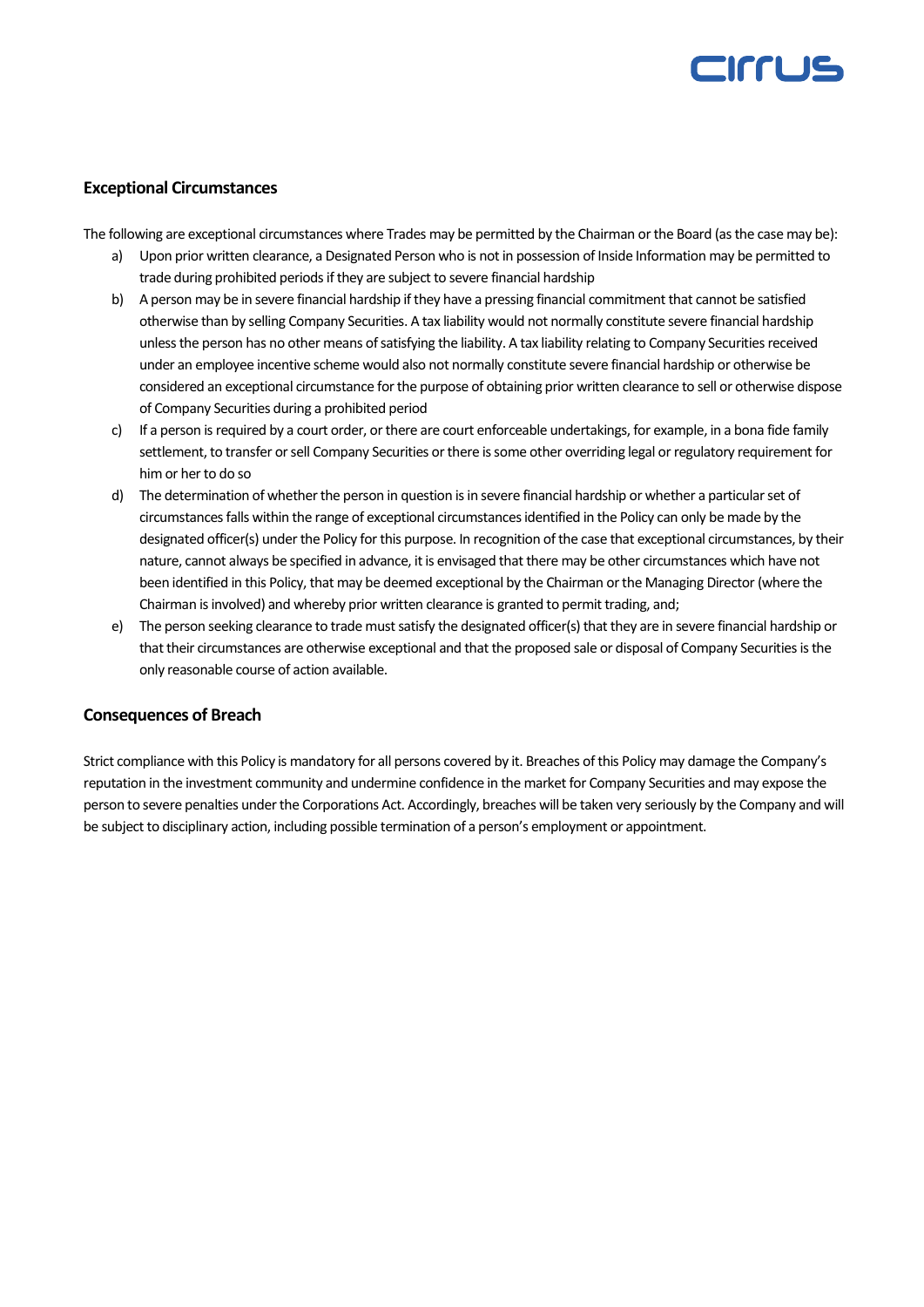## Exceptional Circumstances

The following are exceptional circumstances where Trades may be permitted by the Chairman or the Board (as the case may be):

a) Upon prior written clearance, a Designated Person who is not in possession of Inside Information may be permitted to trade during prohibited periods if they are subject to severe financial hardship

b) A person may be in severe financial hardship if they have a pressing financial commitment that cannot be satisfied otherwise than by selling Company Securities. A tax liability would not normally constitute severe financial hardship unless the person has no other means of satisfying the liability. A tax liability relating to Company Securities received under an employee incentive scheme would also not normally constitute severe financial hardship or otherwise be considered an exceptional circumstance for the purpose of obtaining prior written clearance to sell or otherwise dispose of Company Securities during a prohibited period

c) If a person is required by a court order, or there are court enforceable undertakings, for example, in a bona fide family settlement, to transfer or sell Company Securities or there is some other overriding legal or regulatory requirement for him or her to do so

d) The determination of whether the person in question is in severe financial hardship or whether a particular set of circumstances falls within the range of exceptional circumstances identified in the Policy can only be made by the designated officer(s) under the Policy for this purpose. In recognition of the case that exceptional circumstances, by their nature, cannot always be specified in advance, it is envisaged that there may be other circumstances which have not been identified in this Policy, that may be deemed exceptional by the Chairman or the Managing Director (where the Chairman is involved) and whereby prior written clearance is granted to permit trading, and;

e) The person seeking clearance to trade must satisfy the designated officer(s) that they are in severe financial hardship or that their circumstances are otherwise exceptional and that the proposed sale or disposal of Company Securities is the only reasonable course of action available.

## Consequences of Breach

Strict compliance with this Policy is mandatory for all persons covered by it. Breaches of this Policy may damage the Company's reputation in the investment community and undermine confidence in the market for Company Securities and may expose the person to severe penalties under the Corporations Act. Accordingly, breaches will be taken very seriously by the Company and will be subject to disciplinary action, including possible termination of a person's employment or appointment.